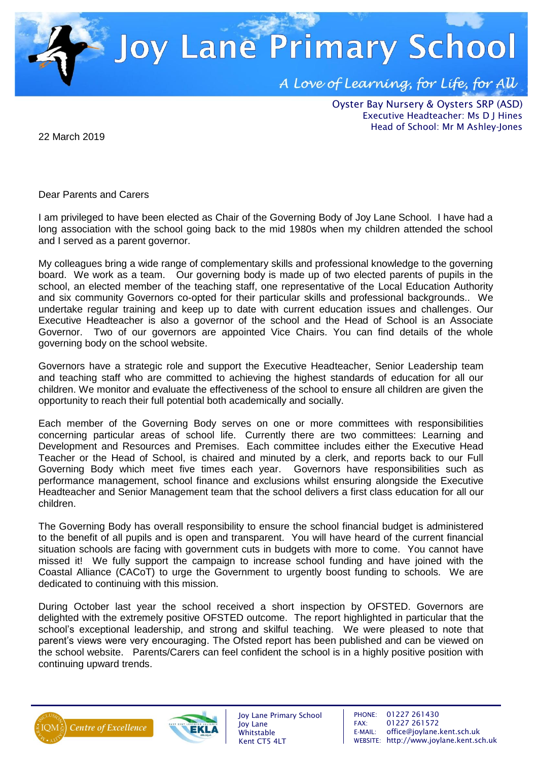# Joy Lane Primary School

*A Love of Learning, for Life, for All*

Oyster Bay Nursery & Oysters SRP (ASD)
Executive Headteacher: Ms D J Hines
Head of School: Mr M Ashley-Jones

22 March 2019

Dear Parents and Carers

I am privileged to have been elected as Chair of the Governing Body of Joy Lane School. I have had a long association with the school going back to the mid 1980s when my children attended the school and I served as a parent governor.

My colleagues bring a wide range of complementary skills and professional knowledge to the governing board. We work as a team. Our governing body is made up of two elected parents of pupils in the school, an elected member of the teaching staff, one representative of the Local Education Authority and six community Governors co-opted for their particular skills and professional backgrounds.. We undertake regular training and keep up to date with current education issues and challenges. Our Executive Headteacher is also a governor of the school and the Head of School is an Associate Governor. Two of our governors are appointed Vice Chairs. You can find details of the whole governing body on the school website.

Governors have a strategic role and support the Executive Headteacher, Senior Leadership team and teaching staff who are committed to achieving the highest standards of education for all our children. We monitor and evaluate the effectiveness of the school to ensure all children are given the opportunity to reach their full potential both academically and socially.

Each member of the Governing Body serves on one or more committees with responsibilities concerning particular areas of school life. Currently there are two committees: Learning and Development and Resources and Premises. Each committee includes either the Executive Head Teacher or the Head of School, is chaired and minuted by a clerk, and reports back to our Full Governing Body which meet five times each year. Governors have responsibilities such as performance management, school finance and exclusions whilst ensuring alongside the Executive Headteacher and Senior Management team that the school delivers a first class education for all our children.

The Governing Body has overall responsibility to ensure the school financial budget is administered to the benefit of all pupils and is open and transparent. You will have heard of the current financial situation schools are facing with government cuts in budgets with more to come. You cannot have missed it! We fully support the campaign to increase school funding and have joined with the Coastal Alliance (CACoT) to urge the Government to urgently boost funding to schools. We are dedicated to continuing with this mission.

During October last year the school received a short inspection by OFSTED. Governors are delighted with the extremely positive OFSTED outcome. The report highlighted in particular that the school's exceptional leadership, and strong and skilful teaching. We were pleased to note that parent's views were very encouraging. The Ofsted report has been published and can be viewed on the school website. Parents/Carers can feel confident the school is in a highly positive position with continuing upward trends.

Joy Lane Primary School
Joy Lane
Whitstable
Kent CT5 4LT

PHONE: 01227 261430
FAX: 01227 261572
E-MAIL: office@joylane.kent.sch.uk
WEBSITE: http://www.joylane.kent.sch.uk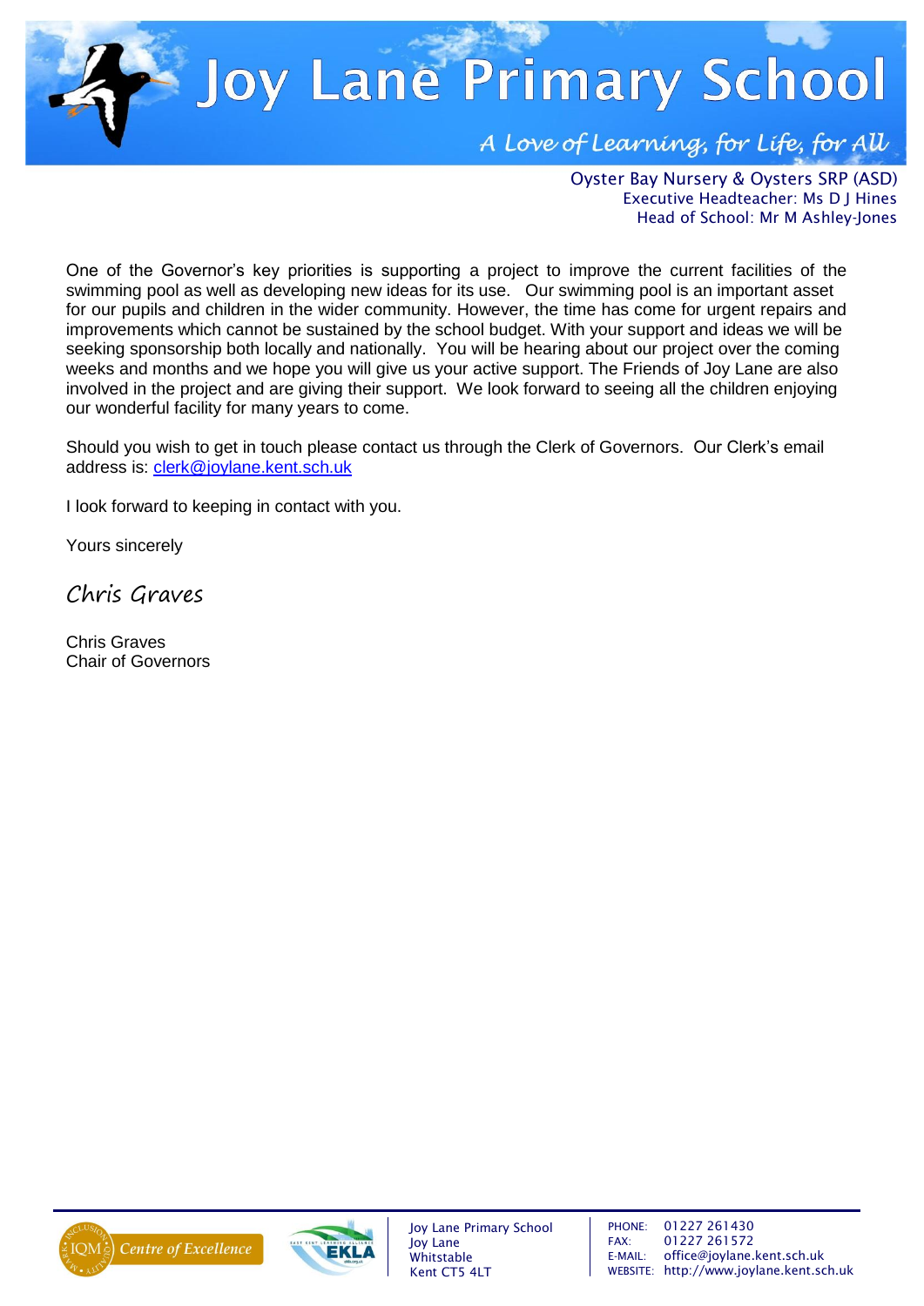One of the Governor's key priorities is supporting a project to improve the current facilities of the swimming pool as well as developing new ideas for its use. Our swimming pool is an important asset for our pupils and children in the wider community. However, the time has come for urgent repairs and improvements which cannot be sustained by the school budget. With your support and ideas we will be seeking sponsorship both locally and nationally. You will be hearing about our project over the coming weeks and months and we hope you will give us your active support. The Friends of Joy Lane are also involved in the project and are giving their support. We look forward to seeing all the children enjoying our wonderful facility for many years to come.

Should you wish to get in touch please contact us through the Clerk of Governors. Our Clerk's email address is: clerk@joylane.kent.sch.uk

I look forward to keeping in contact with you.

Yours sincerely

*Chris Graves*

Chris Graves
Chair of Governors